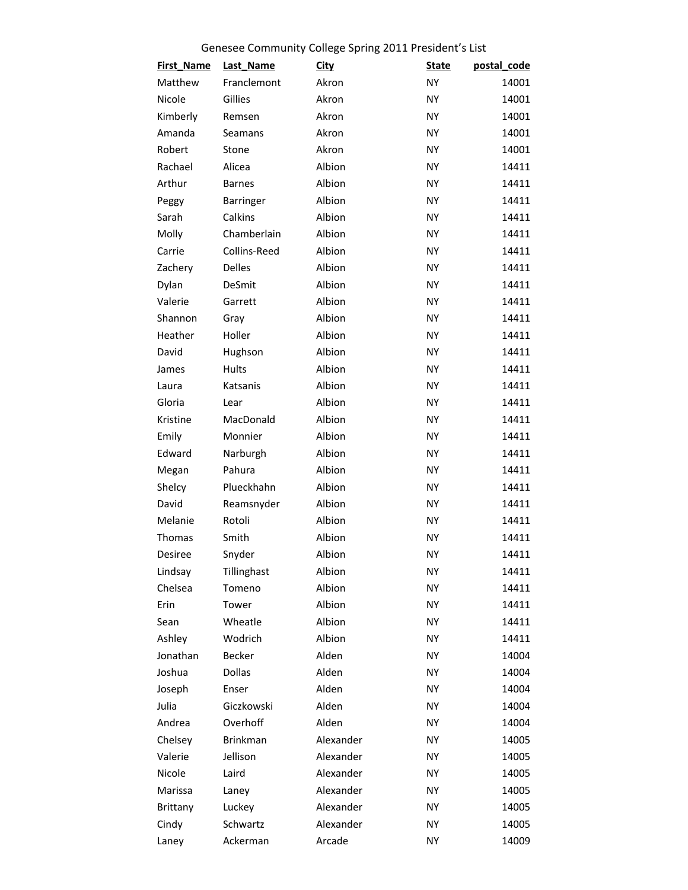# Genesee Community College Spring 2011 President's List

| First_Name | Last_Name | City | State | postal_code |
|---|---|---|---|---|
| Matthew | Franclemont | Akron | NY | 14001 |
| Nicole | Gillies | Akron | NY | 14001 |
| Kimberly | Remsen | Akron | NY | 14001 |
| Amanda | Seamans | Akron | NY | 14001 |
| Robert | Stone | Akron | NY | 14001 |
| Rachael | Alicea | Albion | NY | 14411 |
| Arthur | Barnes | Albion | NY | 14411 |
| Peggy | Barringer | Albion | NY | 14411 |
| Sarah | Calkins | Albion | NY | 14411 |
| Molly | Chamberlain | Albion | NY | 14411 |
| Carrie | Collins-Reed | Albion | NY | 14411 |
| Zachery | Delles | Albion | NY | 14411 |
| Dylan | DeSmit | Albion | NY | 14411 |
| Valerie | Garrett | Albion | NY | 14411 |
| Shannon | Gray | Albion | NY | 14411 |
| Heather | Holler | Albion | NY | 14411 |
| David | Hughson | Albion | NY | 14411 |
| James | Hults | Albion | NY | 14411 |
| Laura | Katsanis | Albion | NY | 14411 |
| Gloria | Lear | Albion | NY | 14411 |
| Kristine | MacDonald | Albion | NY | 14411 |
| Emily | Monnier | Albion | NY | 14411 |
| Edward | Narburgh | Albion | NY | 14411 |
| Megan | Pahura | Albion | NY | 14411 |
| Shelcy | Plueckhahn | Albion | NY | 14411 |
| David | Reamsnyder | Albion | NY | 14411 |
| Melanie | Rotoli | Albion | NY | 14411 |
| Thomas | Smith | Albion | NY | 14411 |
| Desiree | Snyder | Albion | NY | 14411 |
| Lindsay | Tillinghast | Albion | NY | 14411 |
| Chelsea | Tomeno | Albion | NY | 14411 |
| Erin | Tower | Albion | NY | 14411 |
| Sean | Wheatle | Albion | NY | 14411 |
| Ashley | Wodrich | Albion | NY | 14411 |
| Jonathan | Becker | Alden | NY | 14004 |
| Joshua | Dollas | Alden | NY | 14004 |
| Joseph | Enser | Alden | NY | 14004 |
| Julia | Giczkowski | Alden | NY | 14004 |
| Andrea | Overhoff | Alden | NY | 14004 |
| Chelsey | Brinkman | Alexander | NY | 14005 |
| Valerie | Jellison | Alexander | NY | 14005 |
| Nicole | Laird | Alexander | NY | 14005 |
| Marissa | Laney | Alexander | NY | 14005 |
| Brittany | Luckey | Alexander | NY | 14005 |
| Cindy | Schwartz | Alexander | NY | 14005 |
| Laney | Ackerman | Arcade | NY | 14009 |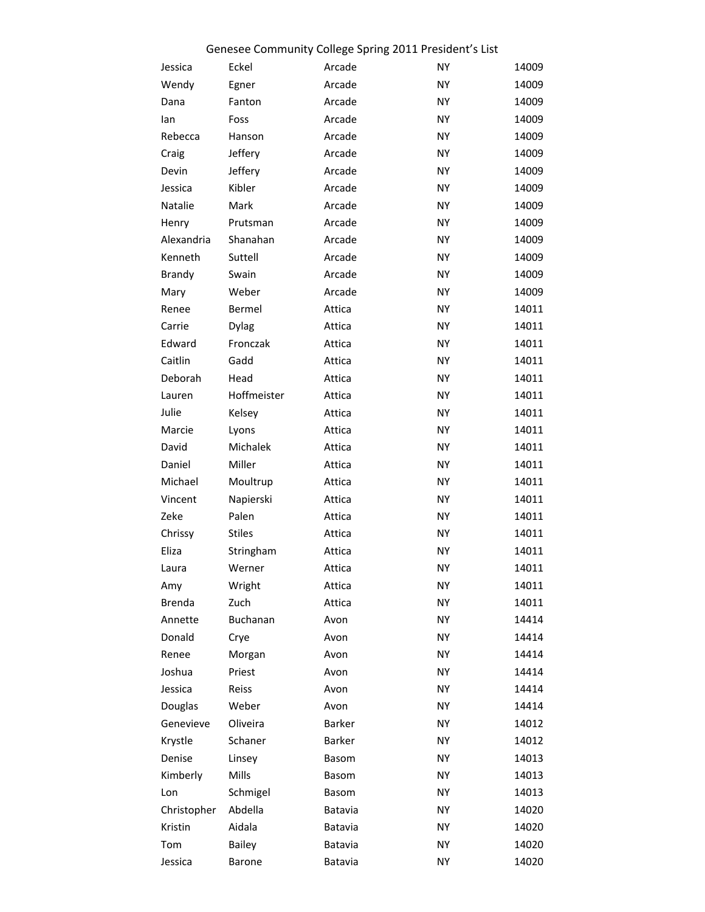# Genesee Community College Spring 2011 President's List

| | | | | |
|---|---|---|---|---|
| Jessica | Eckel | Arcade | NY | 14009 |
| Wendy | Egner | Arcade | NY | 14009 |
| Dana | Fanton | Arcade | NY | 14009 |
| Ian | Foss | Arcade | NY | 14009 |
| Rebecca | Hanson | Arcade | NY | 14009 |
| Craig | Jeffery | Arcade | NY | 14009 |
| Devin | Jeffery | Arcade | NY | 14009 |
| Jessica | Kibler | Arcade | NY | 14009 |
| Natalie | Mark | Arcade | NY | 14009 |
| Henry | Prutsman | Arcade | NY | 14009 |
| Alexandria | Shanahan | Arcade | NY | 14009 |
| Kenneth | Suttell | Arcade | NY | 14009 |
| Brandy | Swain | Arcade | NY | 14009 |
| Mary | Weber | Arcade | NY | 14009 |
| Renee | Bermel | Attica | NY | 14011 |
| Carrie | Dylag | Attica | NY | 14011 |
| Edward | Fronczak | Attica | NY | 14011 |
| Caitlin | Gadd | Attica | NY | 14011 |
| Deborah | Head | Attica | NY | 14011 |
| Lauren | Hoffmeister | Attica | NY | 14011 |
| Julie | Kelsey | Attica | NY | 14011 |
| Marcie | Lyons | Attica | NY | 14011 |
| David | Michalek | Attica | NY | 14011 |
| Daniel | Miller | Attica | NY | 14011 |
| Michael | Moultrup | Attica | NY | 14011 |
| Vincent | Napierski | Attica | NY | 14011 |
| Zeke | Palen | Attica | NY | 14011 |
| Chrissy | Stiles | Attica | NY | 14011 |
| Eliza | Stringham | Attica | NY | 14011 |
| Laura | Werner | Attica | NY | 14011 |
| Amy | Wright | Attica | NY | 14011 |
| Brenda | Zuch | Attica | NY | 14011 |
| Annette | Buchanan | Avon | NY | 14414 |
| Donald | Crye | Avon | NY | 14414 |
| Renee | Morgan | Avon | NY | 14414 |
| Joshua | Priest | Avon | NY | 14414 |
| Jessica | Reiss | Avon | NY | 14414 |
| Douglas | Weber | Avon | NY | 14414 |
| Genevieve | Oliveira | Barker | NY | 14012 |
| Krystle | Schaner | Barker | NY | 14012 |
| Denise | Linsey | Basom | NY | 14013 |
| Kimberly | Mills | Basom | NY | 14013 |
| Lon | Schmigel | Basom | NY | 14013 |
| Christopher | Abdella | Batavia | NY | 14020 |
| Kristin | Aidala | Batavia | NY | 14020 |
| Tom | Bailey | Batavia | NY | 14020 |
| Jessica | Barone | Batavia | NY | 14020 |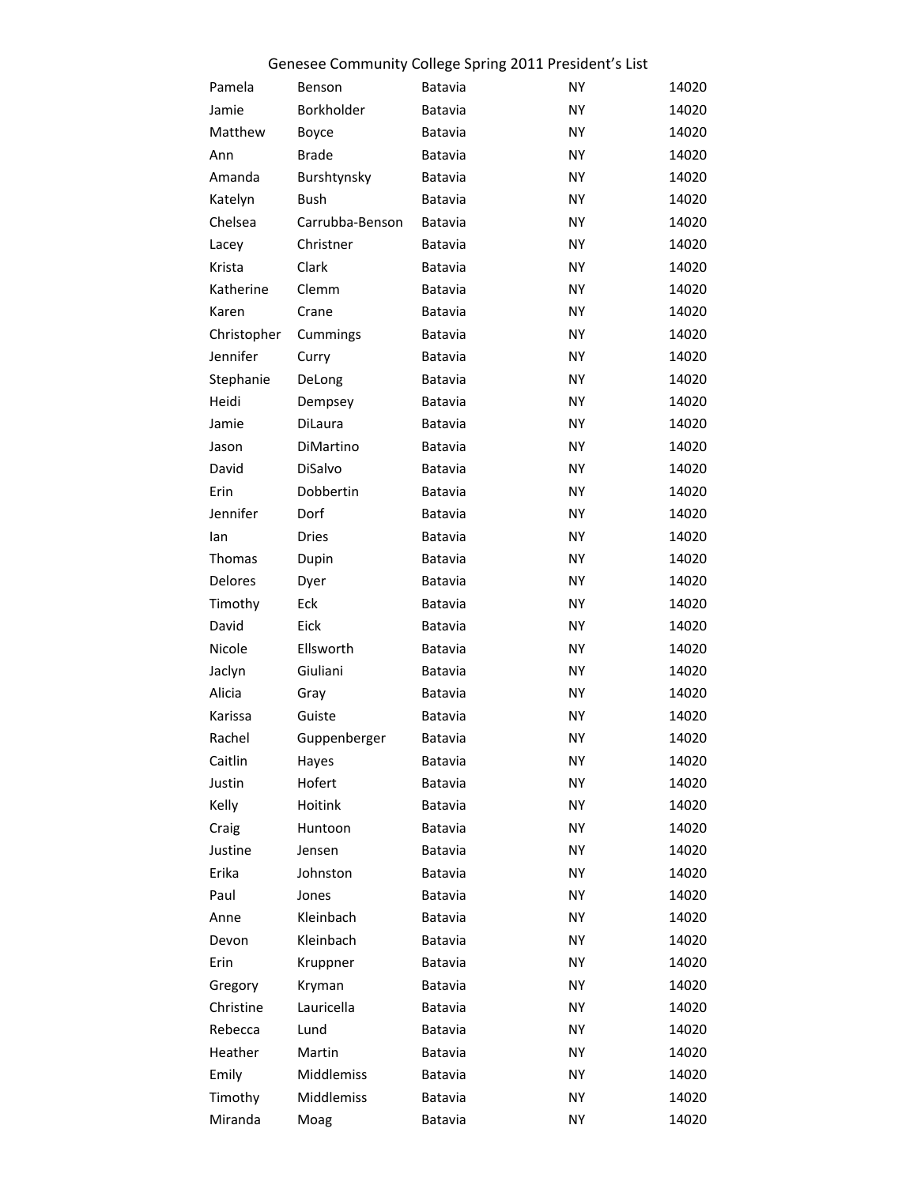# Genesee Community College Spring 2011 President's List

| | | | | |
|---|---|---|---|---|
| Pamela | Benson | Batavia | NY | 14020 |
| Jamie | Borkholder | Batavia | NY | 14020 |
| Matthew | Boyce | Batavia | NY | 14020 |
| Ann | Brade | Batavia | NY | 14020 |
| Amanda | Burshtynsky | Batavia | NY | 14020 |
| Katelyn | Bush | Batavia | NY | 14020 |
| Chelsea | Carrubba-Benson | Batavia | NY | 14020 |
| Lacey | Christner | Batavia | NY | 14020 |
| Krista | Clark | Batavia | NY | 14020 |
| Katherine | Clemm | Batavia | NY | 14020 |
| Karen | Crane | Batavia | NY | 14020 |
| Christopher | Cummings | Batavia | NY | 14020 |
| Jennifer | Curry | Batavia | NY | 14020 |
| Stephanie | DeLong | Batavia | NY | 14020 |
| Heidi | Dempsey | Batavia | NY | 14020 |
| Jamie | DiLaura | Batavia | NY | 14020 |
| Jason | DiMartino | Batavia | NY | 14020 |
| David | DiSalvo | Batavia | NY | 14020 |
| Erin | Dobbertin | Batavia | NY | 14020 |
| Jennifer | Dorf | Batavia | NY | 14020 |
| Ian | Dries | Batavia | NY | 14020 |
| Thomas | Dupin | Batavia | NY | 14020 |
| Delores | Dyer | Batavia | NY | 14020 |
| Timothy | Eck | Batavia | NY | 14020 |
| David | Eick | Batavia | NY | 14020 |
| Nicole | Ellsworth | Batavia | NY | 14020 |
| Jaclyn | Giuliani | Batavia | NY | 14020 |
| Alicia | Gray | Batavia | NY | 14020 |
| Karissa | Guiste | Batavia | NY | 14020 |
| Rachel | Guppenberger | Batavia | NY | 14020 |
| Caitlin | Hayes | Batavia | NY | 14020 |
| Justin | Hofert | Batavia | NY | 14020 |
| Kelly | Hoitink | Batavia | NY | 14020 |
| Craig | Huntoon | Batavia | NY | 14020 |
| Justine | Jensen | Batavia | NY | 14020 |
| Erika | Johnston | Batavia | NY | 14020 |
| Paul | Jones | Batavia | NY | 14020 |
| Anne | Kleinbach | Batavia | NY | 14020 |
| Devon | Kleinbach | Batavia | NY | 14020 |
| Erin | Kruppner | Batavia | NY | 14020 |
| Gregory | Kryman | Batavia | NY | 14020 |
| Christine | Lauricella | Batavia | NY | 14020 |
| Rebecca | Lund | Batavia | NY | 14020 |
| Heather | Martin | Batavia | NY | 14020 |
| Emily | Middlemiss | Batavia | NY | 14020 |
| Timothy | Middlemiss | Batavia | NY | 14020 |
| Miranda | Moag | Batavia | NY | 14020 |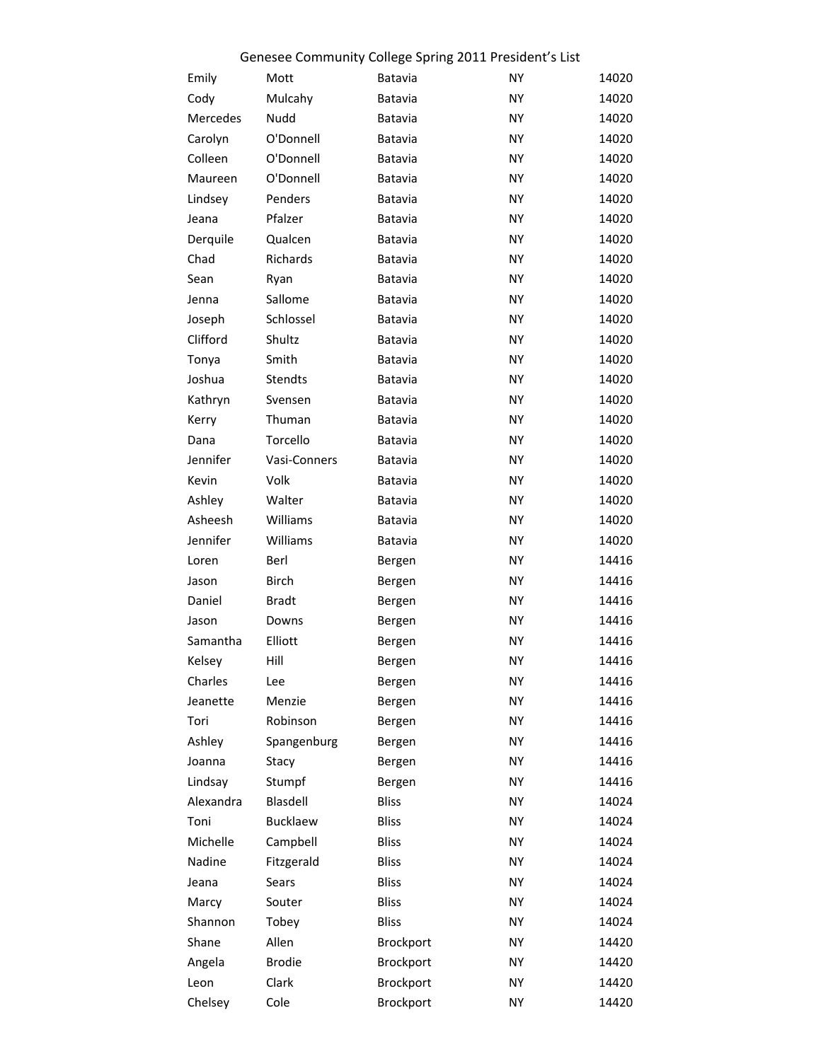Genesee Community College Spring 2011 President's List

| | | | | |
|---|---|---|---|---|
| Emily | Mott | Batavia | NY | 14020 |
| Cody | Mulcahy | Batavia | NY | 14020 |
| Mercedes | Nudd | Batavia | NY | 14020 |
| Carolyn | O'Donnell | Batavia | NY | 14020 |
| Colleen | O'Donnell | Batavia | NY | 14020 |
| Maureen | O'Donnell | Batavia | NY | 14020 |
| Lindsey | Penders | Batavia | NY | 14020 |
| Jeana | Pfalzer | Batavia | NY | 14020 |
| Derquile | Qualcen | Batavia | NY | 14020 |
| Chad | Richards | Batavia | NY | 14020 |
| Sean | Ryan | Batavia | NY | 14020 |
| Jenna | Sallome | Batavia | NY | 14020 |
| Joseph | Schlossel | Batavia | NY | 14020 |
| Clifford | Shultz | Batavia | NY | 14020 |
| Tonya | Smith | Batavia | NY | 14020 |
| Joshua | Stendts | Batavia | NY | 14020 |
| Kathryn | Svensen | Batavia | NY | 14020 |
| Kerry | Thuman | Batavia | NY | 14020 |
| Dana | Torcello | Batavia | NY | 14020 |
| Jennifer | Vasi-Conners | Batavia | NY | 14020 |
| Kevin | Volk | Batavia | NY | 14020 |
| Ashley | Walter | Batavia | NY | 14020 |
| Asheesh | Williams | Batavia | NY | 14020 |
| Jennifer | Williams | Batavia | NY | 14020 |
| Loren | Berl | Bergen | NY | 14416 |
| Jason | Birch | Bergen | NY | 14416 |
| Daniel | Bradt | Bergen | NY | 14416 |
| Jason | Downs | Bergen | NY | 14416 |
| Samantha | Elliott | Bergen | NY | 14416 |
| Kelsey | Hill | Bergen | NY | 14416 |
| Charles | Lee | Bergen | NY | 14416 |
| Jeanette | Menzie | Bergen | NY | 14416 |
| Tori | Robinson | Bergen | NY | 14416 |
| Ashley | Spangenburg | Bergen | NY | 14416 |
| Joanna | Stacy | Bergen | NY | 14416 |
| Lindsay | Stumpf | Bergen | NY | 14416 |
| Alexandra | Blasdell | Bliss | NY | 14024 |
| Toni | Bucklaew | Bliss | NY | 14024 |
| Michelle | Campbell | Bliss | NY | 14024 |
| Nadine | Fitzgerald | Bliss | NY | 14024 |
| Jeana | Sears | Bliss | NY | 14024 |
| Marcy | Souter | Bliss | NY | 14024 |
| Shannon | Tobey | Bliss | NY | 14024 |
| Shane | Allen | Brockport | NY | 14420 |
| Angela | Brodie | Brockport | NY | 14420 |
| Leon | Clark | Brockport | NY | 14420 |
| Chelsey | Cole | Brockport | NY | 14420 |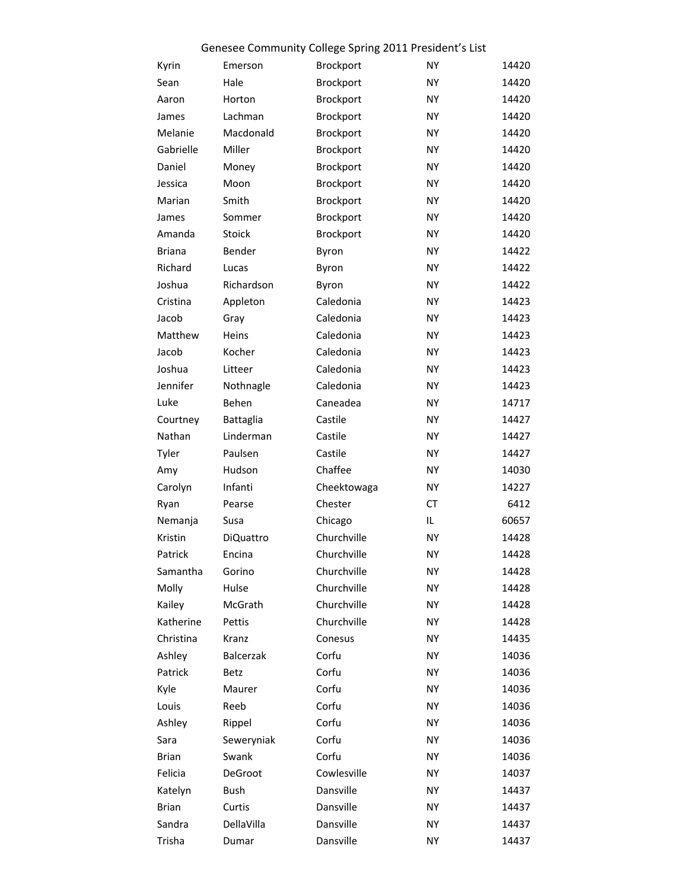# Genesee Community College Spring 2011 President's List

| | | | | |
|---|---|---|---|---|
| Kyrin | Emerson | Brockport | NY | 14420 |
| Sean | Hale | Brockport | NY | 14420 |
| Aaron | Horton | Brockport | NY | 14420 |
| James | Lachman | Brockport | NY | 14420 |
| Melanie | Macdonald | Brockport | NY | 14420 |
| Gabrielle | Miller | Brockport | NY | 14420 |
| Daniel | Money | Brockport | NY | 14420 |
| Jessica | Moon | Brockport | NY | 14420 |
| Marian | Smith | Brockport | NY | 14420 |
| James | Sommer | Brockport | NY | 14420 |
| Amanda | Stoick | Brockport | NY | 14420 |
| Briana | Bender | Byron | NY | 14422 |
| Richard | Lucas | Byron | NY | 14422 |
| Joshua | Richardson | Byron | NY | 14422 |
| Cristina | Appleton | Caledonia | NY | 14423 |
| Jacob | Gray | Caledonia | NY | 14423 |
| Matthew | Heins | Caledonia | NY | 14423 |
| Jacob | Kocher | Caledonia | NY | 14423 |
| Joshua | Litteer | Caledonia | NY | 14423 |
| Jennifer | Nothnagle | Caledonia | NY | 14423 |
| Luke | Behen | Caneadea | NY | 14717 |
| Courtney | Battaglia | Castile | NY | 14427 |
| Nathan | Linderman | Castile | NY | 14427 |
| Tyler | Paulsen | Castile | NY | 14427 |
| Amy | Hudson | Chaffee | NY | 14030 |
| Carolyn | Infanti | Cheektowaga | NY | 14227 |
| Ryan | Pearse | Chester | CT | 6412 |
| Nemanja | Susa | Chicago | IL | 60657 |
| Kristin | DiQuattro | Churchville | NY | 14428 |
| Patrick | Encina | Churchville | NY | 14428 |
| Samantha | Gorino | Churchville | NY | 14428 |
| Molly | Hulse | Churchville | NY | 14428 |
| Kailey | McGrath | Churchville | NY | 14428 |
| Katherine | Pettis | Churchville | NY | 14428 |
| Christina | Kranz | Conesus | NY | 14435 |
| Ashley | Balcerzak | Corfu | NY | 14036 |
| Patrick | Betz | Corfu | NY | 14036 |
| Kyle | Maurer | Corfu | NY | 14036 |
| Louis | Reeb | Corfu | NY | 14036 |
| Ashley | Rippel | Corfu | NY | 14036 |
| Sara | Seweryniak | Corfu | NY | 14036 |
| Brian | Swank | Corfu | NY | 14036 |
| Felicia | DeGroot | Cowlesville | NY | 14037 |
| Katelyn | Bush | Dansville | NY | 14437 |
| Brian | Curtis | Dansville | NY | 14437 |
| Sandra | DellaVilla | Dansville | NY | 14437 |
| Trisha | Dumar | Dansville | NY | 14437 |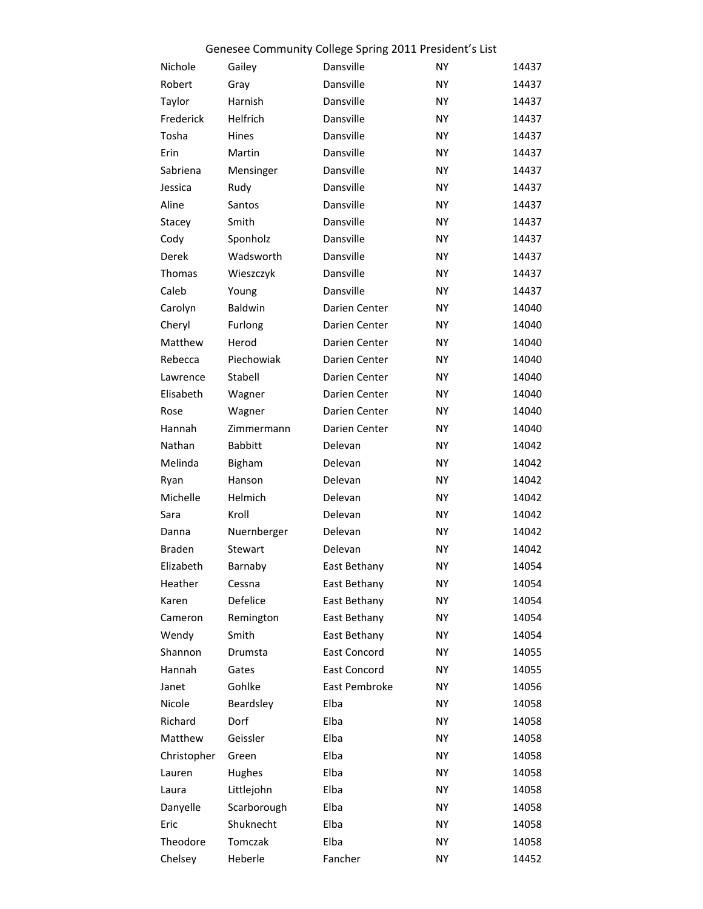# Genesee Community College Spring 2011 President's List

| | | | | |
|---|---|---|---|---|
| Nichole | Gailey | Dansville | NY | 14437 |
| Robert | Gray | Dansville | NY | 14437 |
| Taylor | Harnish | Dansville | NY | 14437 |
| Frederick | Helfrich | Dansville | NY | 14437 |
| Tosha | Hines | Dansville | NY | 14437 |
| Erin | Martin | Dansville | NY | 14437 |
| Sabriena | Mensinger | Dansville | NY | 14437 |
| Jessica | Rudy | Dansville | NY | 14437 |
| Aline | Santos | Dansville | NY | 14437 |
| Stacey | Smith | Dansville | NY | 14437 |
| Cody | Sponholz | Dansville | NY | 14437 |
| Derek | Wadsworth | Dansville | NY | 14437 |
| Thomas | Wieszczyk | Dansville | NY | 14437 |
| Caleb | Young | Dansville | NY | 14437 |
| Carolyn | Baldwin | Darien Center | NY | 14040 |
| Cheryl | Furlong | Darien Center | NY | 14040 |
| Matthew | Herod | Darien Center | NY | 14040 |
| Rebecca | Piechowiak | Darien Center | NY | 14040 |
| Lawrence | Stabell | Darien Center | NY | 14040 |
| Elisabeth | Wagner | Darien Center | NY | 14040 |
| Rose | Wagner | Darien Center | NY | 14040 |
| Hannah | Zimmermann | Darien Center | NY | 14040 |
| Nathan | Babbitt | Delevan | NY | 14042 |
| Melinda | Bigham | Delevan | NY | 14042 |
| Ryan | Hanson | Delevan | NY | 14042 |
| Michelle | Helmich | Delevan | NY | 14042 |
| Sara | Kroll | Delevan | NY | 14042 |
| Danna | Nuernberger | Delevan | NY | 14042 |
| Braden | Stewart | Delevan | NY | 14042 |
| Elizabeth | Barnaby | East Bethany | NY | 14054 |
| Heather | Cessna | East Bethany | NY | 14054 |
| Karen | Defelice | East Bethany | NY | 14054 |
| Cameron | Remington | East Bethany | NY | 14054 |
| Wendy | Smith | East Bethany | NY | 14054 |
| Shannon | Drumsta | East Concord | NY | 14055 |
| Hannah | Gates | East Concord | NY | 14055 |
| Janet | Gohlke | East Pembroke | NY | 14056 |
| Nicole | Beardsley | Elba | NY | 14058 |
| Richard | Dorf | Elba | NY | 14058 |
| Matthew | Geissler | Elba | NY | 14058 |
| Christopher | Green | Elba | NY | 14058 |
| Lauren | Hughes | Elba | NY | 14058 |
| Laura | Littlejohn | Elba | NY | 14058 |
| Danyelle | Scarborough | Elba | NY | 14058 |
| Eric | Shuknecht | Elba | NY | 14058 |
| Theodore | Tomczak | Elba | NY | 14058 |
| Chelsey | Heberle | Fancher | NY | 14452 |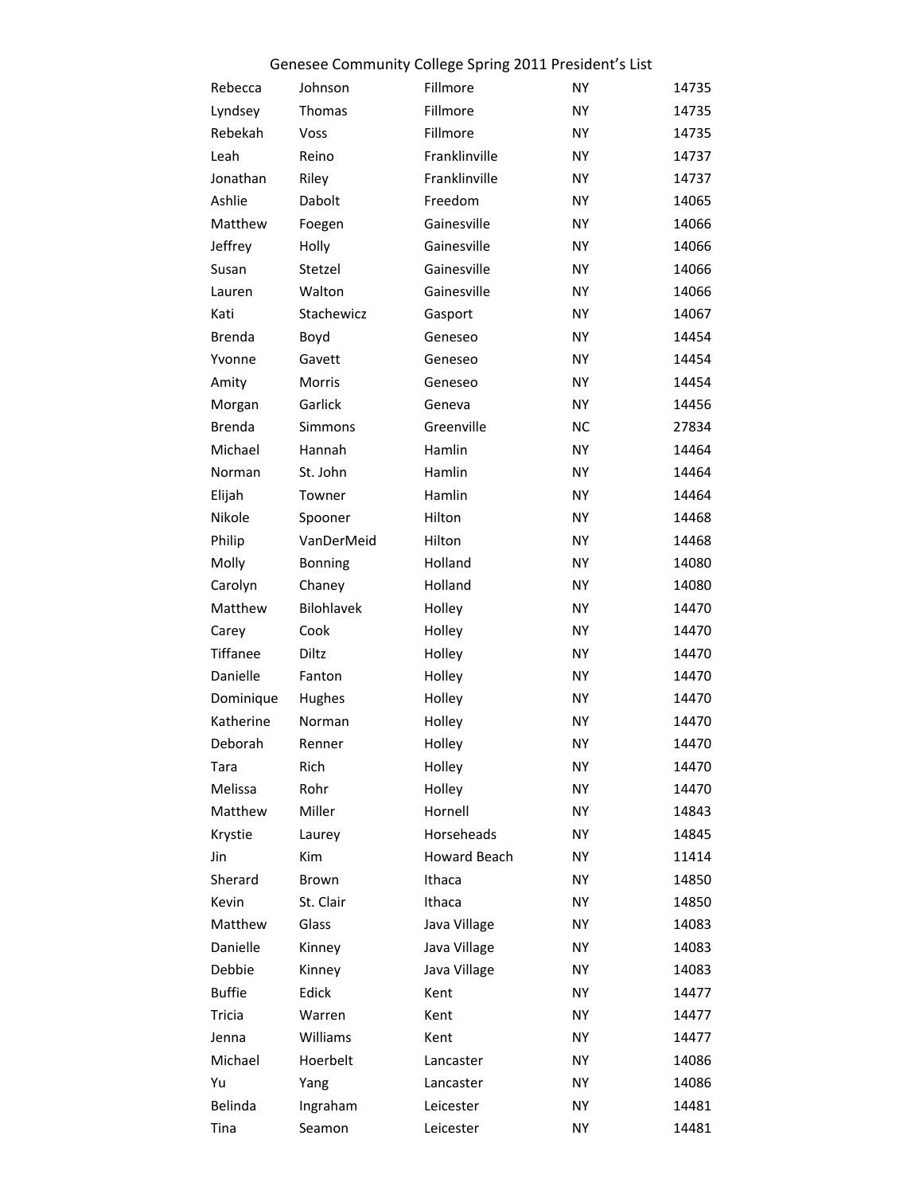# Genesee Community College Spring 2011 President's List

| | | | | |
|---|---|---|---|---|
| Rebecca | Johnson | Fillmore | NY | 14735 |
| Lyndsey | Thomas | Fillmore | NY | 14735 |
| Rebekah | Voss | Fillmore | NY | 14735 |
| Leah | Reino | Franklinville | NY | 14737 |
| Jonathan | Riley | Franklinville | NY | 14737 |
| Ashlie | Dabolt | Freedom | NY | 14065 |
| Matthew | Foegen | Gainesville | NY | 14066 |
| Jeffrey | Holly | Gainesville | NY | 14066 |
| Susan | Stetzel | Gainesville | NY | 14066 |
| Lauren | Walton | Gainesville | NY | 14066 |
| Kati | Stachewicz | Gasport | NY | 14067 |
| Brenda | Boyd | Geneseo | NY | 14454 |
| Yvonne | Gavett | Geneseo | NY | 14454 |
| Amity | Morris | Geneseo | NY | 14454 |
| Morgan | Garlick | Geneva | NY | 14456 |
| Brenda | Simmons | Greenville | NC | 27834 |
| Michael | Hannah | Hamlin | NY | 14464 |
| Norman | St. John | Hamlin | NY | 14464 |
| Elijah | Towner | Hamlin | NY | 14464 |
| Nikole | Spooner | Hilton | NY | 14468 |
| Philip | VanDerMeid | Hilton | NY | 14468 |
| Molly | Bonning | Holland | NY | 14080 |
| Carolyn | Chaney | Holland | NY | 14080 |
| Matthew | Bilohlavek | Holley | NY | 14470 |
| Carey | Cook | Holley | NY | 14470 |
| Tiffanee | Diltz | Holley | NY | 14470 |
| Danielle | Fanton | Holley | NY | 14470 |
| Dominique | Hughes | Holley | NY | 14470 |
| Katherine | Norman | Holley | NY | 14470 |
| Deborah | Renner | Holley | NY | 14470 |
| Tara | Rich | Holley | NY | 14470 |
| Melissa | Rohr | Holley | NY | 14470 |
| Matthew | Miller | Hornell | NY | 14843 |
| Krystie | Laurey | Horseheads | NY | 14845 |
| Jin | Kim | Howard Beach | NY | 11414 |
| Sherard | Brown | Ithaca | NY | 14850 |
| Kevin | St. Clair | Ithaca | NY | 14850 |
| Matthew | Glass | Java Village | NY | 14083 |
| Danielle | Kinney | Java Village | NY | 14083 |
| Debbie | Kinney | Java Village | NY | 14083 |
| Buffie | Edick | Kent | NY | 14477 |
| Tricia | Warren | Kent | NY | 14477 |
| Jenna | Williams | Kent | NY | 14477 |
| Michael | Hoerbelt | Lancaster | NY | 14086 |
| Yu | Yang | Lancaster | NY | 14086 |
| Belinda | Ingraham | Leicester | NY | 14481 |
| Tina | Seamon | Leicester | NY | 14481 |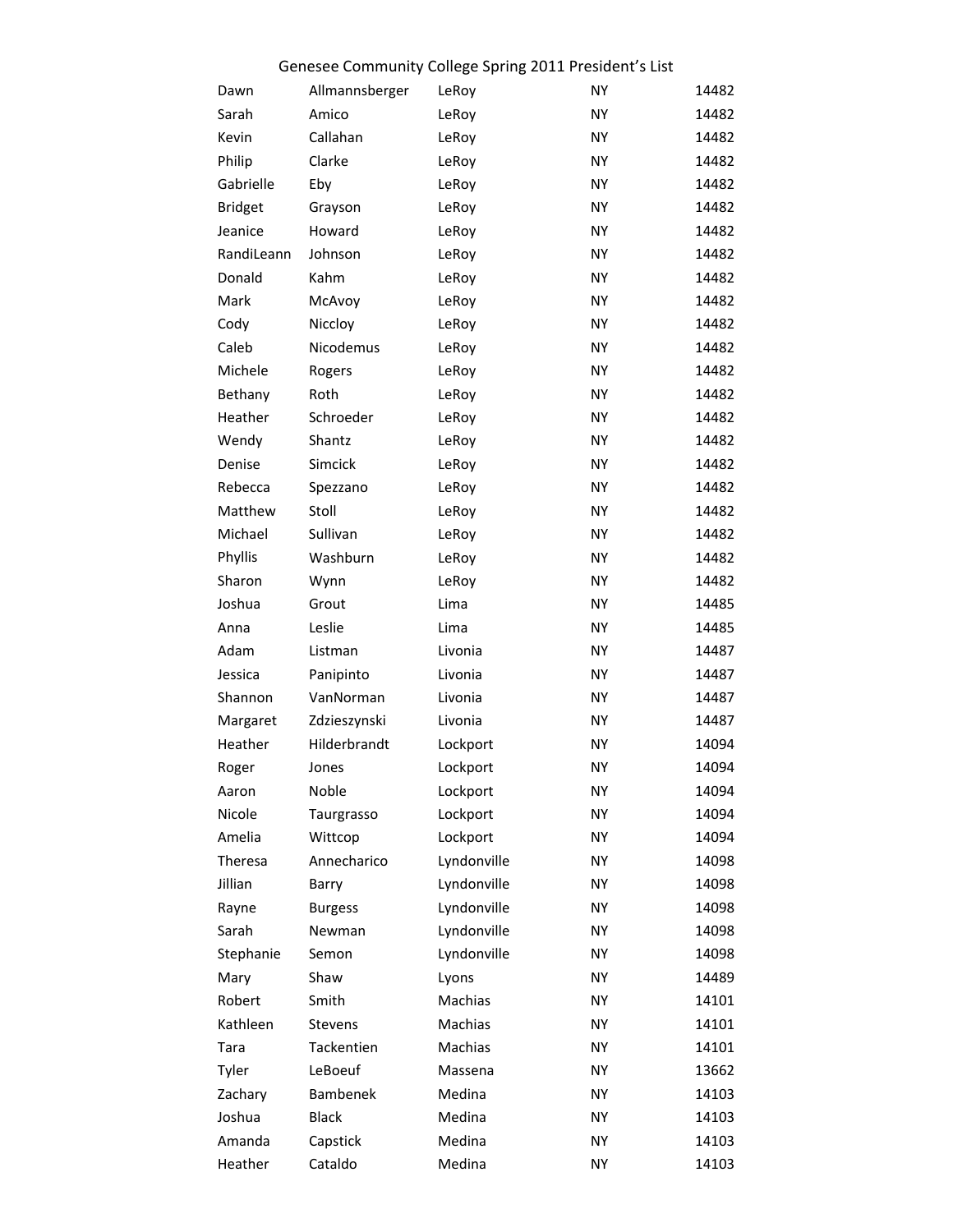# Genesee Community College Spring 2011 President's List

| | | | | |
|---|---|---|---|---|
| Dawn | Allmannsberger | LeRoy | NY | 14482 |
| Sarah | Amico | LeRoy | NY | 14482 |
| Kevin | Callahan | LeRoy | NY | 14482 |
| Philip | Clarke | LeRoy | NY | 14482 |
| Gabrielle | Eby | LeRoy | NY | 14482 |
| Bridget | Grayson | LeRoy | NY | 14482 |
| Jeanice | Howard | LeRoy | NY | 14482 |
| RandiLeann | Johnson | LeRoy | NY | 14482 |
| Donald | Kahm | LeRoy | NY | 14482 |
| Mark | McAvoy | LeRoy | NY | 14482 |
| Cody | Niccloy | LeRoy | NY | 14482 |
| Caleb | Nicodemus | LeRoy | NY | 14482 |
| Michele | Rogers | LeRoy | NY | 14482 |
| Bethany | Roth | LeRoy | NY | 14482 |
| Heather | Schroeder | LeRoy | NY | 14482 |
| Wendy | Shantz | LeRoy | NY | 14482 |
| Denise | Simcick | LeRoy | NY | 14482 |
| Rebecca | Spezzano | LeRoy | NY | 14482 |
| Matthew | Stoll | LeRoy | NY | 14482 |
| Michael | Sullivan | LeRoy | NY | 14482 |
| Phyllis | Washburn | LeRoy | NY | 14482 |
| Sharon | Wynn | LeRoy | NY | 14482 |
| Joshua | Grout | Lima | NY | 14485 |
| Anna | Leslie | Lima | NY | 14485 |
| Adam | Listman | Livonia | NY | 14487 |
| Jessica | Panipinto | Livonia | NY | 14487 |
| Shannon | VanNorman | Livonia | NY | 14487 |
| Margaret | Zdzieszynski | Livonia | NY | 14487 |
| Heather | Hilderbrandt | Lockport | NY | 14094 |
| Roger | Jones | Lockport | NY | 14094 |
| Aaron | Noble | Lockport | NY | 14094 |
| Nicole | Taurgrasso | Lockport | NY | 14094 |
| Amelia | Wittcop | Lockport | NY | 14094 |
| Theresa | Annecharico | Lyndonville | NY | 14098 |
| Jillian | Barry | Lyndonville | NY | 14098 |
| Rayne | Burgess | Lyndonville | NY | 14098 |
| Sarah | Newman | Lyndonville | NY | 14098 |
| Stephanie | Semon | Lyndonville | NY | 14098 |
| Mary | Shaw | Lyons | NY | 14489 |
| Robert | Smith | Machias | NY | 14101 |
| Kathleen | Stevens | Machias | NY | 14101 |
| Tara | Tackentien | Machias | NY | 14101 |
| Tyler | LeBoeuf | Massena | NY | 13662 |
| Zachary | Bambenek | Medina | NY | 14103 |
| Joshua | Black | Medina | NY | 14103 |
| Amanda | Capstick | Medina | NY | 14103 |
| Heather | Cataldo | Medina | NY | 14103 |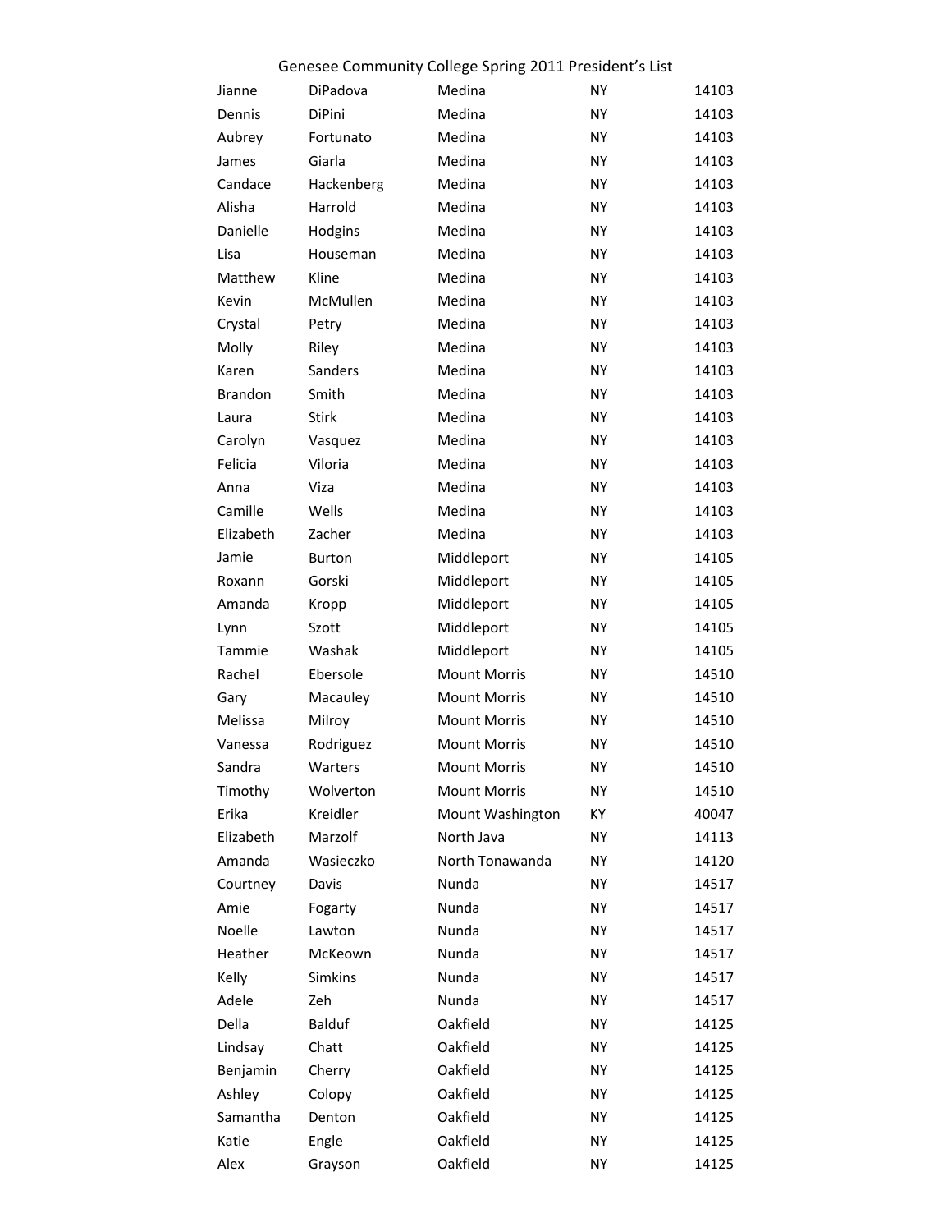| | | | | |
|---|---|---|---|---|
| Jianne | DiPadova | Medina | NY | 14103 |
| Dennis | DiPini | Medina | NY | 14103 |
| Aubrey | Fortunato | Medina | NY | 14103 |
| James | Giarla | Medina | NY | 14103 |
| Candace | Hackenberg | Medina | NY | 14103 |
| Alisha | Harrold | Medina | NY | 14103 |
| Danielle | Hodgins | Medina | NY | 14103 |
| Lisa | Houseman | Medina | NY | 14103 |
| Matthew | Kline | Medina | NY | 14103 |
| Kevin | McMullen | Medina | NY | 14103 |
| Crystal | Petry | Medina | NY | 14103 |
| Molly | Riley | Medina | NY | 14103 |
| Karen | Sanders | Medina | NY | 14103 |
| Brandon | Smith | Medina | NY | 14103 |
| Laura | Stirk | Medina | NY | 14103 |
| Carolyn | Vasquez | Medina | NY | 14103 |
| Felicia | Viloria | Medina | NY | 14103 |
| Anna | Viza | Medina | NY | 14103 |
| Camille | Wells | Medina | NY | 14103 |
| Elizabeth | Zacher | Medina | NY | 14103 |
| Jamie | Burton | Middleport | NY | 14105 |
| Roxann | Gorski | Middleport | NY | 14105 |
| Amanda | Kropp | Middleport | NY | 14105 |
| Lynn | Szott | Middleport | NY | 14105 |
| Tammie | Washak | Middleport | NY | 14105 |
| Rachel | Ebersole | Mount Morris | NY | 14510 |
| Gary | Macauley | Mount Morris | NY | 14510 |
| Melissa | Milroy | Mount Morris | NY | 14510 |
| Vanessa | Rodriguez | Mount Morris | NY | 14510 |
| Sandra | Warters | Mount Morris | NY | 14510 |
| Timothy | Wolverton | Mount Morris | NY | 14510 |
| Erika | Kreidler | Mount Washington | KY | 40047 |
| Elizabeth | Marzolf | North Java | NY | 14113 |
| Amanda | Wasieczko | North Tonawanda | NY | 14120 |
| Courtney | Davis | Nunda | NY | 14517 |
| Amie | Fogarty | Nunda | NY | 14517 |
| Noelle | Lawton | Nunda | NY | 14517 |
| Heather | McKeown | Nunda | NY | 14517 |
| Kelly | Simkins | Nunda | NY | 14517 |
| Adele | Zeh | Nunda | NY | 14517 |
| Della | Balduf | Oakfield | NY | 14125 |
| Lindsay | Chatt | Oakfield | NY | 14125 |
| Benjamin | Cherry | Oakfield | NY | 14125 |
| Ashley | Colopy | Oakfield | NY | 14125 |
| Samantha | Denton | Oakfield | NY | 14125 |
| Katie | Engle | Oakfield | NY | 14125 |
| Alex | Grayson | Oakfield | NY | 14125 |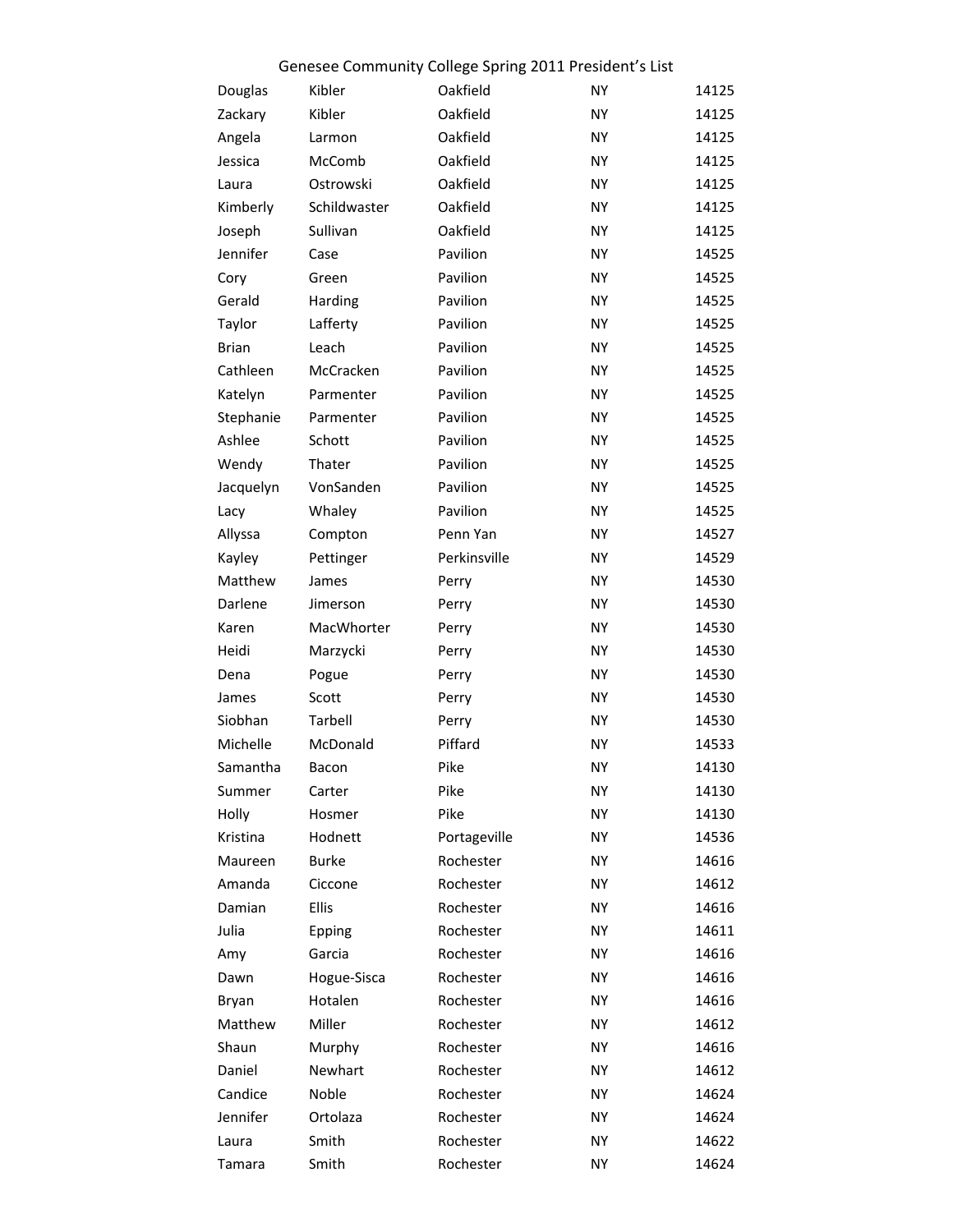# Genesee Community College Spring 2011 President's List

| | | | | |
|---|---|---|---|---|
| Douglas | Kibler | Oakfield | NY | 14125 |
| Zackary | Kibler | Oakfield | NY | 14125 |
| Angela | Larmon | Oakfield | NY | 14125 |
| Jessica | McComb | Oakfield | NY | 14125 |
| Laura | Ostrowski | Oakfield | NY | 14125 |
| Kimberly | Schildwaster | Oakfield | NY | 14125 |
| Joseph | Sullivan | Oakfield | NY | 14125 |
| Jennifer | Case | Pavilion | NY | 14525 |
| Cory | Green | Pavilion | NY | 14525 |
| Gerald | Harding | Pavilion | NY | 14525 |
| Taylor | Lafferty | Pavilion | NY | 14525 |
| Brian | Leach | Pavilion | NY | 14525 |
| Cathleen | McCracken | Pavilion | NY | 14525 |
| Katelyn | Parmenter | Pavilion | NY | 14525 |
| Stephanie | Parmenter | Pavilion | NY | 14525 |
| Ashlee | Schott | Pavilion | NY | 14525 |
| Wendy | Thater | Pavilion | NY | 14525 |
| Jacquelyn | VonSanden | Pavilion | NY | 14525 |
| Lacy | Whaley | Pavilion | NY | 14525 |
| Allyssa | Compton | Penn Yan | NY | 14527 |
| Kayley | Pettinger | Perkinsville | NY | 14529 |
| Matthew | James | Perry | NY | 14530 |
| Darlene | Jimerson | Perry | NY | 14530 |
| Karen | MacWhorter | Perry | NY | 14530 |
| Heidi | Marzycki | Perry | NY | 14530 |
| Dena | Pogue | Perry | NY | 14530 |
| James | Scott | Perry | NY | 14530 |
| Siobhan | Tarbell | Perry | NY | 14530 |
| Michelle | McDonald | Piffard | NY | 14533 |
| Samantha | Bacon | Pike | NY | 14130 |
| Summer | Carter | Pike | NY | 14130 |
| Holly | Hosmer | Pike | NY | 14130 |
| Kristina | Hodnett | Portageville | NY | 14536 |
| Maureen | Burke | Rochester | NY | 14616 |
| Amanda | Ciccone | Rochester | NY | 14612 |
| Damian | Ellis | Rochester | NY | 14616 |
| Julia | Epping | Rochester | NY | 14611 |
| Amy | Garcia | Rochester | NY | 14616 |
| Dawn | Hogue-Sisca | Rochester | NY | 14616 |
| Bryan | Hotalen | Rochester | NY | 14616 |
| Matthew | Miller | Rochester | NY | 14612 |
| Shaun | Murphy | Rochester | NY | 14616 |
| Daniel | Newhart | Rochester | NY | 14612 |
| Candice | Noble | Rochester | NY | 14624 |
| Jennifer | Ortolaza | Rochester | NY | 14624 |
| Laura | Smith | Rochester | NY | 14622 |
| Tamara | Smith | Rochester | NY | 14624 |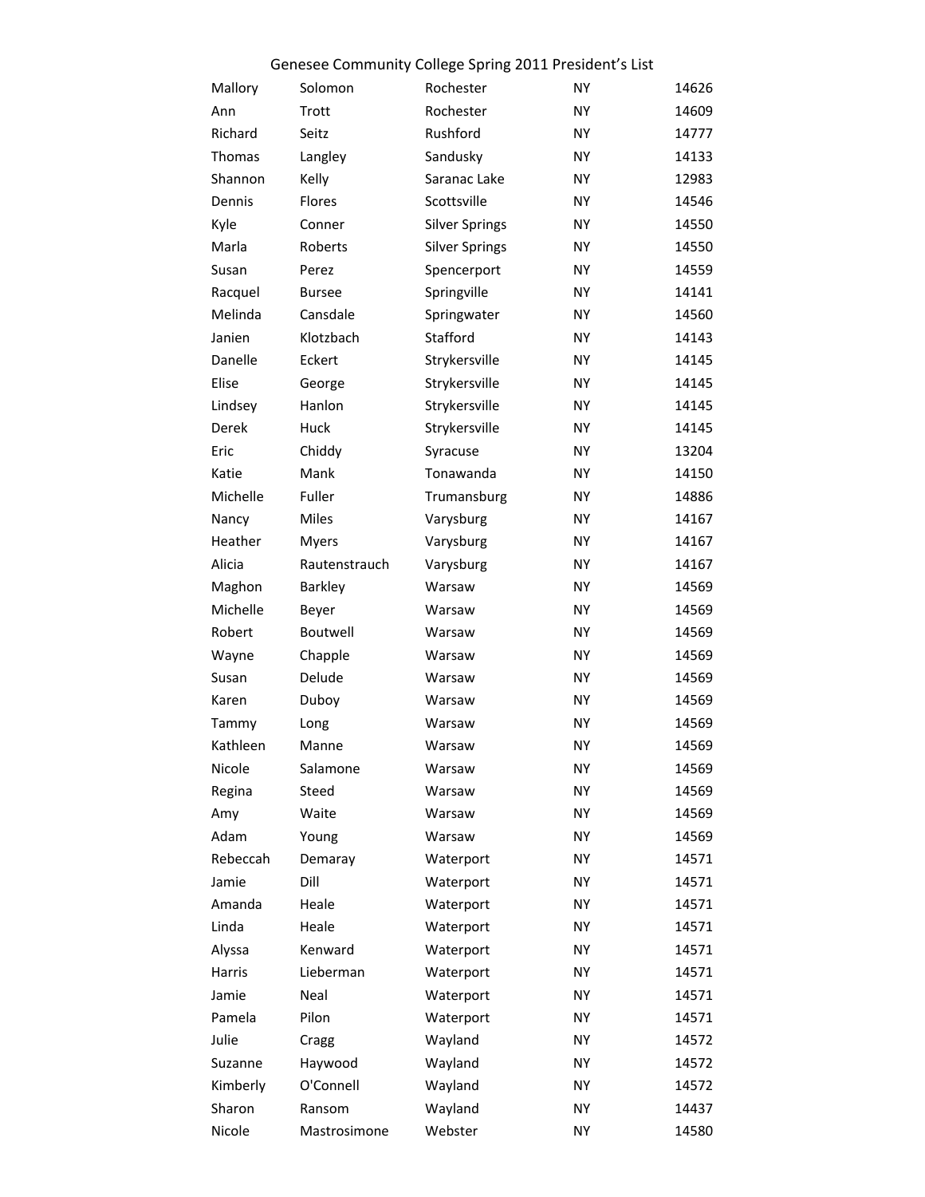Genesee Community College Spring 2011 President's List

| | | | | |
|---|---|---|---|---|
| Mallory | Solomon | Rochester | NY | 14626 |
| Ann | Trott | Rochester | NY | 14609 |
| Richard | Seitz | Rushford | NY | 14777 |
| Thomas | Langley | Sandusky | NY | 14133 |
| Shannon | Kelly | Saranac Lake | NY | 12983 |
| Dennis | Flores | Scottsville | NY | 14546 |
| Kyle | Conner | Silver Springs | NY | 14550 |
| Marla | Roberts | Silver Springs | NY | 14550 |
| Susan | Perez | Spencerport | NY | 14559 |
| Racquel | Bursee | Springville | NY | 14141 |
| Melinda | Cansdale | Springwater | NY | 14560 |
| Janien | Klotzbach | Stafford | NY | 14143 |
| Danelle | Eckert | Strykersville | NY | 14145 |
| Elise | George | Strykersville | NY | 14145 |
| Lindsey | Hanlon | Strykersville | NY | 14145 |
| Derek | Huck | Strykersville | NY | 14145 |
| Eric | Chiddy | Syracuse | NY | 13204 |
| Katie | Mank | Tonawanda | NY | 14150 |
| Michelle | Fuller | Trumansburg | NY | 14886 |
| Nancy | Miles | Varysburg | NY | 14167 |
| Heather | Myers | Varysburg | NY | 14167 |
| Alicia | Rautenstrauch | Varysburg | NY | 14167 |
| Maghon | Barkley | Warsaw | NY | 14569 |
| Michelle | Beyer | Warsaw | NY | 14569 |
| Robert | Boutwell | Warsaw | NY | 14569 |
| Wayne | Chapple | Warsaw | NY | 14569 |
| Susan | Delude | Warsaw | NY | 14569 |
| Karen | Duboy | Warsaw | NY | 14569 |
| Tammy | Long | Warsaw | NY | 14569 |
| Kathleen | Manne | Warsaw | NY | 14569 |
| Nicole | Salamone | Warsaw | NY | 14569 |
| Regina | Steed | Warsaw | NY | 14569 |
| Amy | Waite | Warsaw | NY | 14569 |
| Adam | Young | Warsaw | NY | 14569 |
| Rebeccah | Demaray | Waterport | NY | 14571 |
| Jamie | Dill | Waterport | NY | 14571 |
| Amanda | Heale | Waterport | NY | 14571 |
| Linda | Heale | Waterport | NY | 14571 |
| Alyssa | Kenward | Waterport | NY | 14571 |
| Harris | Lieberman | Waterport | NY | 14571 |
| Jamie | Neal | Waterport | NY | 14571 |
| Pamela | Pilon | Waterport | NY | 14571 |
| Julie | Cragg | Wayland | NY | 14572 |
| Suzanne | Haywood | Wayland | NY | 14572 |
| Kimberly | O'Connell | Wayland | NY | 14572 |
| Sharon | Ransom | Wayland | NY | 14437 |
| Nicole | Mastrosimone | Webster | NY | 14580 |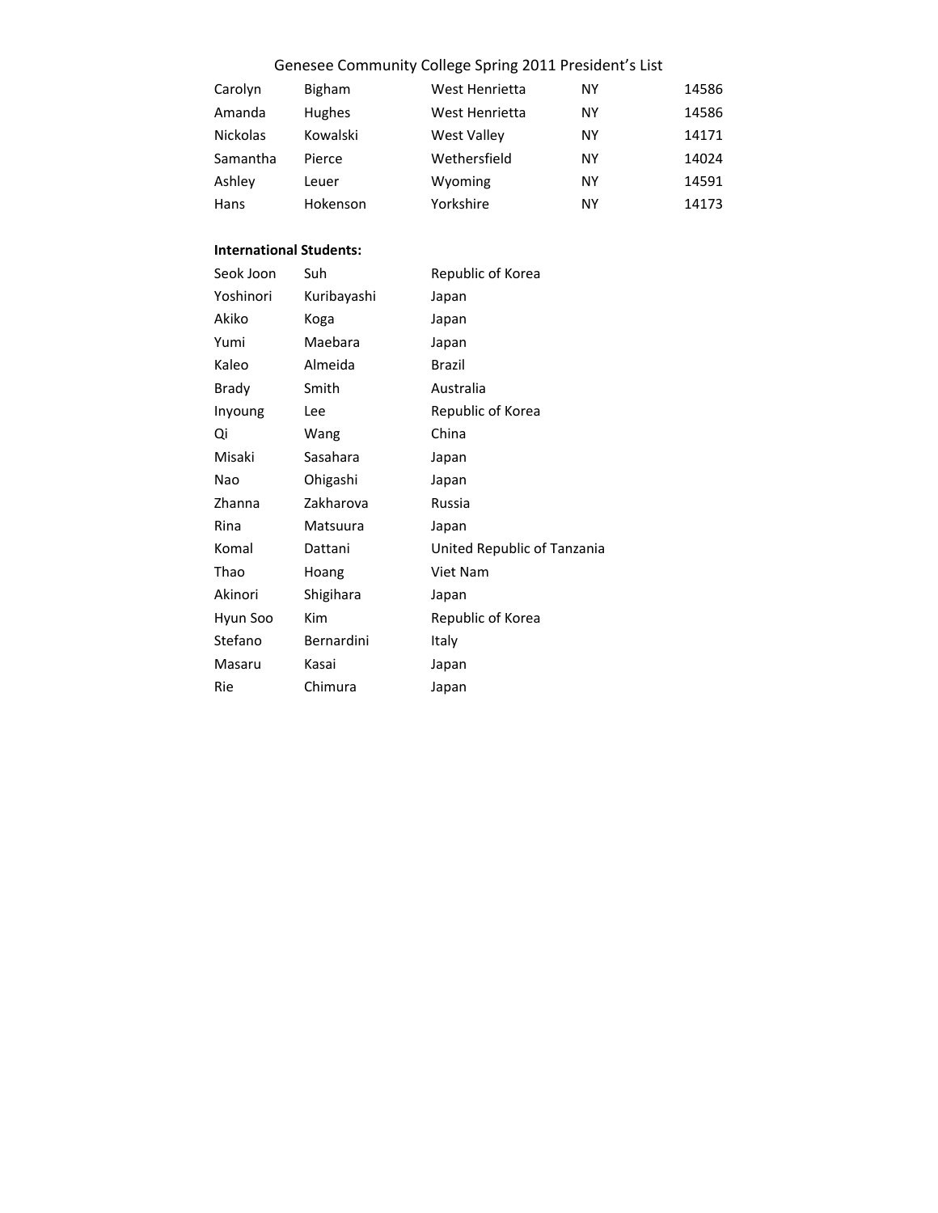# Genesee Community College Spring 2011 President's List

| | | | | |
|---|---|---|---|---|
| Carolyn | Bigham | West Henrietta | NY | 14586 |
| Amanda | Hughes | West Henrietta | NY | 14586 |
| Nickolas | Kowalski | West Valley | NY | 14171 |
| Samantha | Pierce | Wethersfield | NY | 14024 |
| Ashley | Leuer | Wyoming | NY | 14591 |
| Hans | Hokenson | Yorkshire | NY | 14173 |

**International Students:**

| | | |
|---|---|---|
| Seok Joon | Suh | Republic of Korea |
| Yoshinori | Kuribayashi | Japan |
| Akiko | Koga | Japan |
| Yumi | Maebara | Japan |
| Kaleo | Almeida | Brazil |
| Brady | Smith | Australia |
| Inyoung | Lee | Republic of Korea |
| Qi | Wang | China |
| Misaki | Sasahara | Japan |
| Nao | Ohigashi | Japan |
| Zhanna | Zakharova | Russia |
| Rina | Matsuura | Japan |
| Komal | Dattani | United Republic of Tanzania |
| Thao | Hoang | Viet Nam |
| Akinori | Shigihara | Japan |
| Hyun Soo | Kim | Republic of Korea |
| Stefano | Bernardini | Italy |
| Masaru | Kasai | Japan |
| Rie | Chimura | Japan |